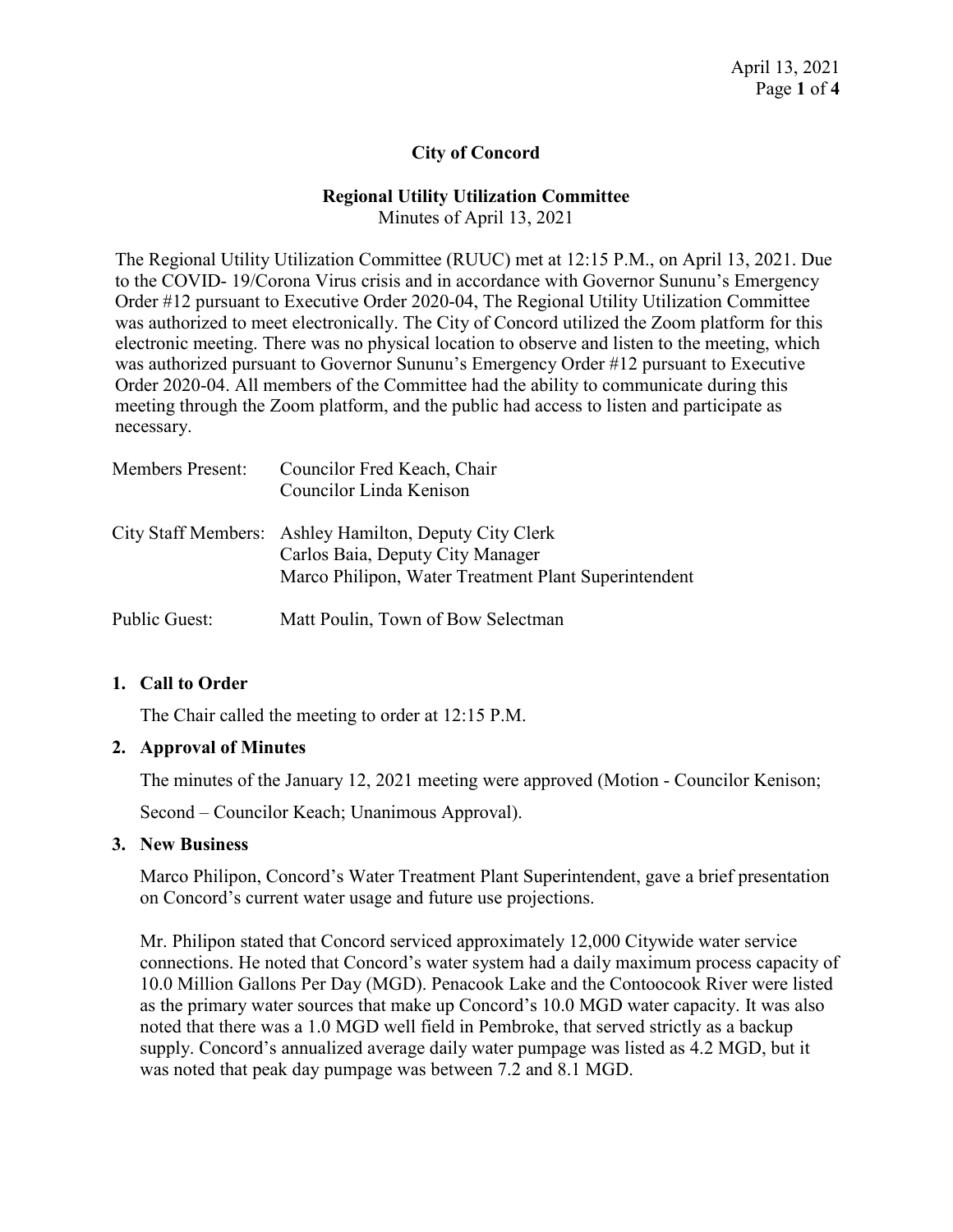# City of Concord

## Regional Utility Utilization Committee

Minutes of April 13, 2021

The Regional Utility Utilization Committee (RUUC) met at 12:15 P.M., on April 13, 2021. Due to the COVID- 19/Corona Virus crisis and in accordance with Governor Sununu's Emergency Order #12 pursuant to Executive Order 2020-04, The Regional Utility Utilization Committee was authorized to meet electronically. The City of Concord utilized the Zoom platform for this electronic meeting. There was no physical location to observe and listen to the meeting, which was authorized pursuant to Governor Sununu's Emergency Order #12 pursuant to Executive Order 2020-04. All members of the Committee had the ability to communicate during this meeting through the Zoom platform, and the public had access to listen and participate as necessary.

Members Present: Councilor Fred Keach, Chair
Councilor Linda Kenison

City Staff Members: Ashley Hamilton, Deputy City Clerk
Carlos Baia, Deputy City Manager
Marco Philipon, Water Treatment Plant Superintendent

Public Guest: Matt Poulin, Town of Bow Selectman

1. **Call to Order**

   The Chair called the meeting to order at 12:15 P.M.

2. **Approval of Minutes**

   The minutes of the January 12, 2021 meeting were approved (Motion - Councilor Kenison; Second – Councilor Keach; Unanimous Approval).

3. **New Business**

   Marco Philipon, Concord's Water Treatment Plant Superintendent, gave a brief presentation on Concord's current water usage and future use projections.

   Mr. Philipon stated that Concord serviced approximately 12,000 Citywide water service connections. He noted that Concord's water system had a daily maximum process capacity of 10.0 Million Gallons Per Day (MGD). Penacook Lake and the Contoocook River were listed as the primary water sources that make up Concord's 10.0 MGD water capacity. It was also noted that there was a 1.0 MGD well field in Pembroke, that served strictly as a backup supply. Concord's annualized average daily water pumpage was listed as 4.2 MGD, but it was noted that peak day pumpage was between 7.2 and 8.1 MGD.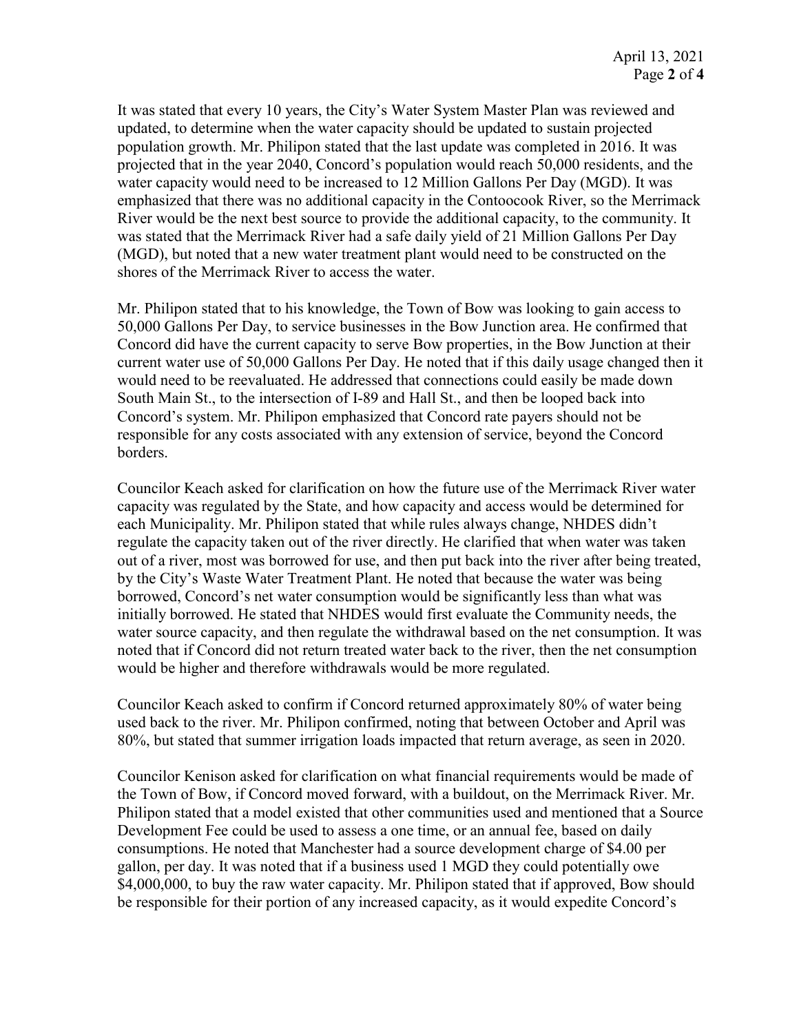It was stated that every 10 years, the City's Water System Master Plan was reviewed and updated, to determine when the water capacity should be updated to sustain projected population growth. Mr. Philipon stated that the last update was completed in 2016. It was projected that in the year 2040, Concord's population would reach 50,000 residents, and the water capacity would need to be increased to 12 Million Gallons Per Day (MGD). It was emphasized that there was no additional capacity in the Contoocook River, so the Merrimack River would be the next best source to provide the additional capacity, to the community. It was stated that the Merrimack River had a safe daily yield of 21 Million Gallons Per Day (MGD), but noted that a new water treatment plant would need to be constructed on the shores of the Merrimack River to access the water.

Mr. Philipon stated that to his knowledge, the Town of Bow was looking to gain access to 50,000 Gallons Per Day, to service businesses in the Bow Junction area. He confirmed that Concord did have the current capacity to serve Bow properties, in the Bow Junction at their current water use of 50,000 Gallons Per Day. He noted that if this daily usage changed then it would need to be reevaluated. He addressed that connections could easily be made down South Main St., to the intersection of I-89 and Hall St., and then be looped back into Concord's system. Mr. Philipon emphasized that Concord rate payers should not be responsible for any costs associated with any extension of service, beyond the Concord borders.

Councilor Keach asked for clarification on how the future use of the Merrimack River water capacity was regulated by the State, and how capacity and access would be determined for each Municipality. Mr. Philipon stated that while rules always change, NHDES didn't regulate the capacity taken out of the river directly. He clarified that when water was taken out of a river, most was borrowed for use, and then put back into the river after being treated, by the City's Waste Water Treatment Plant. He noted that because the water was being borrowed, Concord's net water consumption would be significantly less than what was initially borrowed. He stated that NHDES would first evaluate the Community needs, the water source capacity, and then regulate the withdrawal based on the net consumption. It was noted that if Concord did not return treated water back to the river, then the net consumption would be higher and therefore withdrawals would be more regulated.

Councilor Keach asked to confirm if Concord returned approximately 80% of water being used back to the river. Mr. Philipon confirmed, noting that between October and April was 80%, but stated that summer irrigation loads impacted that return average, as seen in 2020.

Councilor Kenison asked for clarification on what financial requirements would be made of the Town of Bow, if Concord moved forward, with a buildout, on the Merrimack River. Mr. Philipon stated that a model existed that other communities used and mentioned that a Source Development Fee could be used to assess a one time, or an annual fee, based on daily consumptions. He noted that Manchester had a source development charge of $4.00 per gallon, per day. It was noted that if a business used 1 MGD they could potentially owe $4,000,000, to buy the raw water capacity. Mr. Philipon stated that if approved, Bow should be responsible for their portion of any increased capacity, as it would expedite Concord's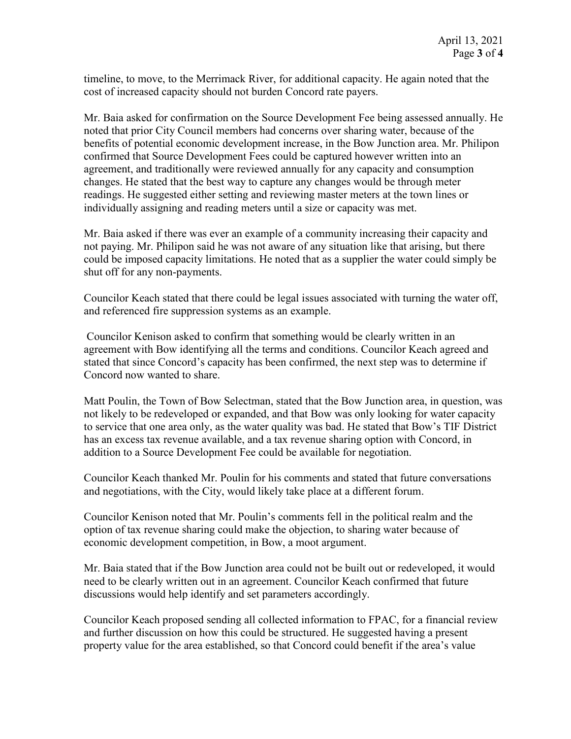timeline, to move, to the Merrimack River, for additional capacity. He again noted that the cost of increased capacity should not burden Concord rate payers.

Mr. Baia asked for confirmation on the Source Development Fee being assessed annually. He noted that prior City Council members had concerns over sharing water, because of the benefits of potential economic development increase, in the Bow Junction area. Mr. Philipon confirmed that Source Development Fees could be captured however written into an agreement, and traditionally were reviewed annually for any capacity and consumption changes. He stated that the best way to capture any changes would be through meter readings. He suggested either setting and reviewing master meters at the town lines or individually assigning and reading meters until a size or capacity was met.

Mr. Baia asked if there was ever an example of a community increasing their capacity and not paying. Mr. Philipon said he was not aware of any situation like that arising, but there could be imposed capacity limitations. He noted that as a supplier the water could simply be shut off for any non-payments.

Councilor Keach stated that there could be legal issues associated with turning the water off, and referenced fire suppression systems as an example.

Councilor Kenison asked to confirm that something would be clearly written in an agreement with Bow identifying all the terms and conditions. Councilor Keach agreed and stated that since Concord's capacity has been confirmed, the next step was to determine if Concord now wanted to share.

Matt Poulin, the Town of Bow Selectman, stated that the Bow Junction area, in question, was not likely to be redeveloped or expanded, and that Bow was only looking for water capacity to service that one area only, as the water quality was bad. He stated that Bow's TIF District has an excess tax revenue available, and a tax revenue sharing option with Concord, in addition to a Source Development Fee could be available for negotiation.

Councilor Keach thanked Mr. Poulin for his comments and stated that future conversations and negotiations, with the City, would likely take place at a different forum.

Councilor Kenison noted that Mr. Poulin's comments fell in the political realm and the option of tax revenue sharing could make the objection, to sharing water because of economic development competition, in Bow, a moot argument.

Mr. Baia stated that if the Bow Junction area could not be built out or redeveloped, it would need to be clearly written out in an agreement. Councilor Keach confirmed that future discussions would help identify and set parameters accordingly.

Councilor Keach proposed sending all collected information to FPAC, for a financial review and further discussion on how this could be structured. He suggested having a present property value for the area established, so that Concord could benefit if the area's value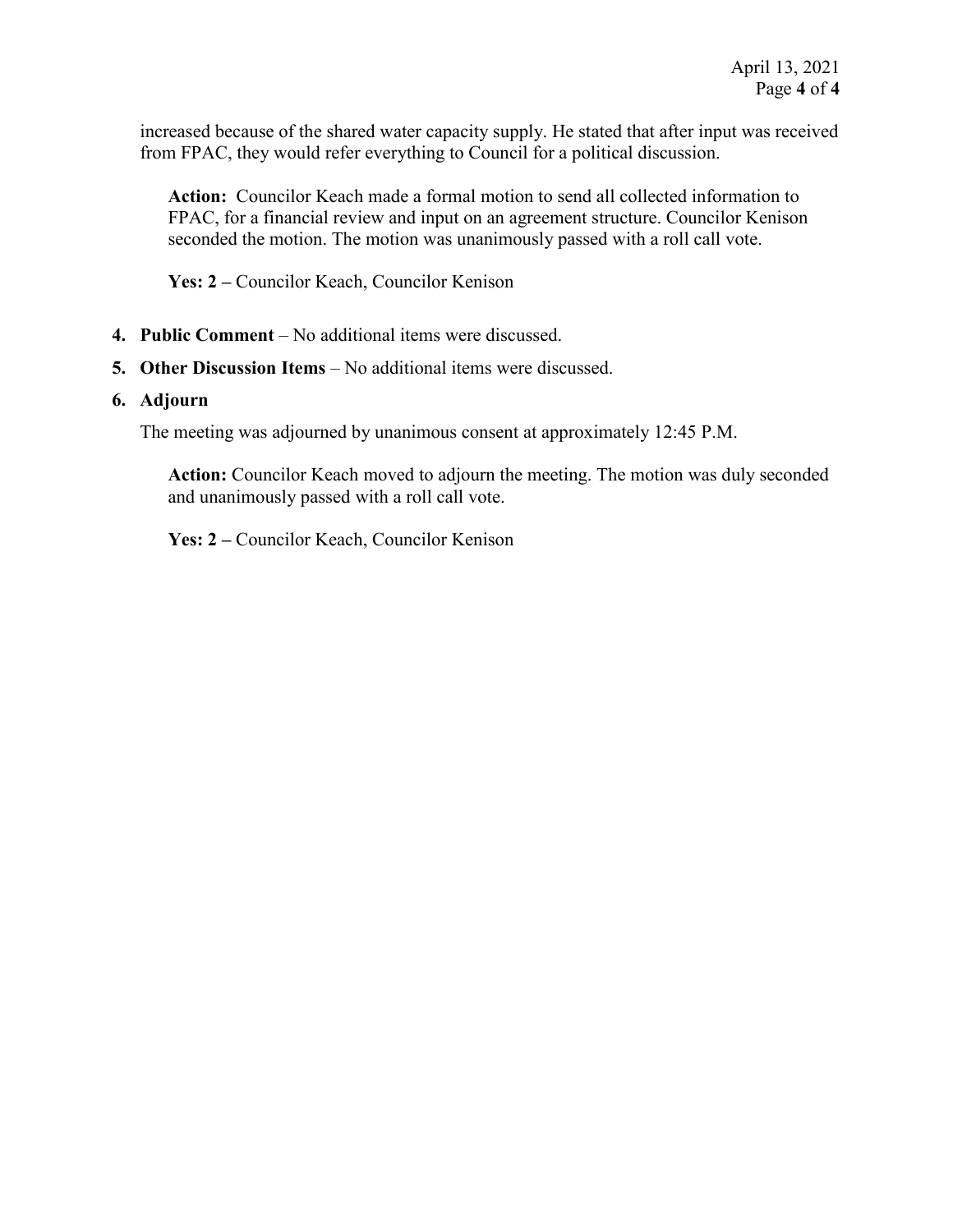increased because of the shared water capacity supply. He stated that after input was received from FPAC, they would refer everything to Council for a political discussion.

**Action:** Councilor Keach made a formal motion to send all collected information to FPAC, for a financial review and input on an agreement structure. Councilor Kenison seconded the motion. The motion was unanimously passed with a roll call vote.

**Yes: 2 –** Councilor Keach, Councilor Kenison

4. **Public Comment** – No additional items were discussed.
5. **Other Discussion Items** – No additional items were discussed.
6. **Adjourn**

The meeting was adjourned by unanimous consent at approximately 12:45 P.M.

**Action:** Councilor Keach moved to adjourn the meeting. The motion was duly seconded and unanimously passed with a roll call vote.

**Yes: 2 –** Councilor Keach, Councilor Kenison